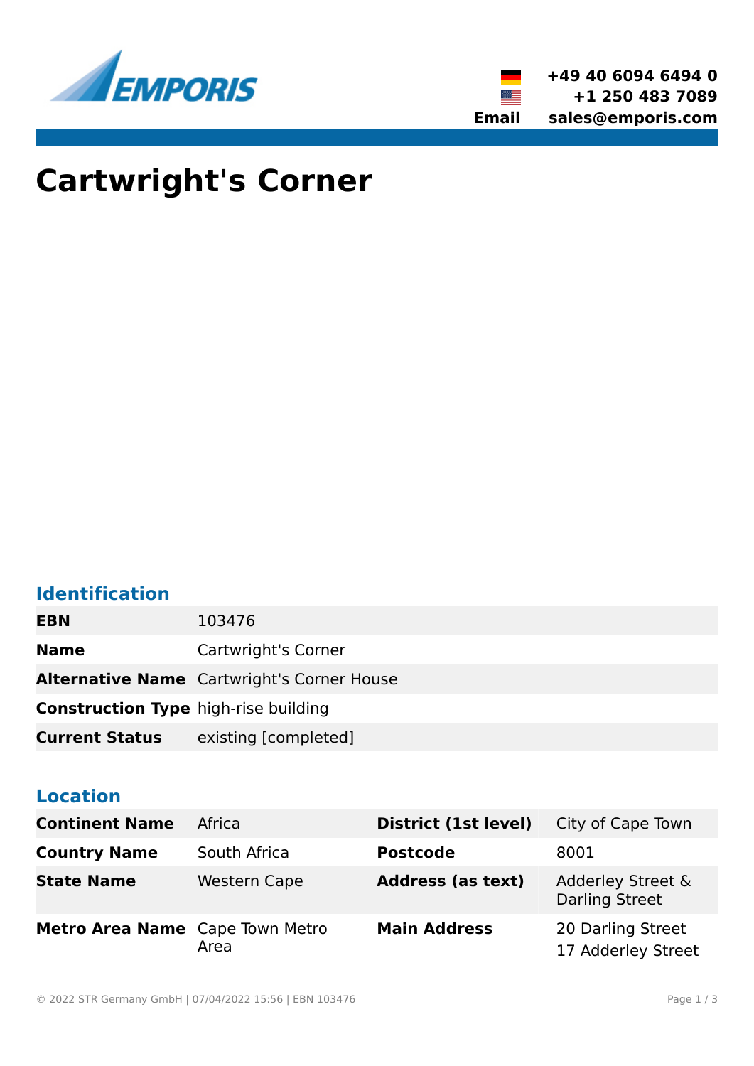+49 40 6094 6494 0
+1 250 483 7089
**Email** sales@emporis.com

# Cartwright's Corner

## Identification

| | |
|---|---|
| **EBN** | 103476 |
| **Name** | Cartwright's Corner |
| **Alternative Name** | Cartwright's Corner House |
| **Construction Type** | high-rise building |
| **Current Status** | existing [completed] |

## Location

| | | | |
|---|---|---|---|
| **Continent Name** | Africa | **District (1st level)** | City of Cape Town |
| **Country Name** | South Africa | **Postcode** | 8001 |
| **State Name** | Western Cape | **Address (as text)** | Adderley Street & Darling Street |
| **Metro Area Name** | Cape Town Metro Area | **Main Address** | 20 Darling Street<br>17 Adderley Street |

© 2022 STR Germany GmbH | 07/04/2022 15:56 | EBN 103476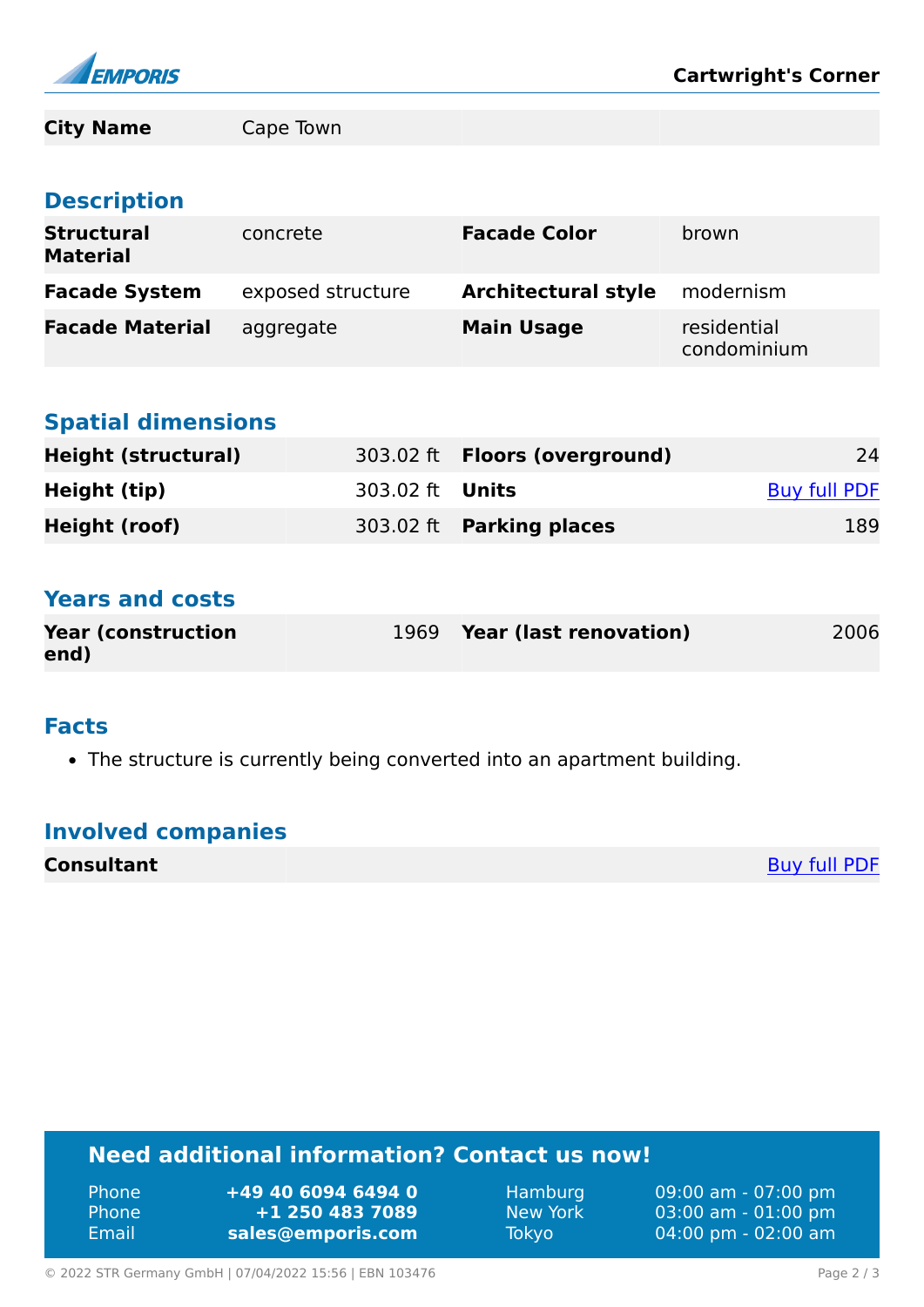| City Name | Cape Town | | |
|---|---|---|---|

## Description

| | | | |
|---|---|---|---|
| **Structural Material** | concrete | **Facade Color** | brown |
| **Facade System** | exposed structure | **Architectural style** | modernism |
| **Facade Material** | aggregate | **Main Usage** | residential condominium |

## Spatial dimensions

| | | | |
|---|---|---|---|
| **Height (structural)** | 303.02 ft | **Floors (overground)** | 24 |
| **Height (tip)** | 303.02 ft | **Units** | Buy full PDF |
| **Height (roof)** | 303.02 ft | **Parking places** | 189 |

## Years and costs

| | | | |
|---|---|---|---|
| **Year (construction end)** | 1969 | **Year (last renovation)** | 2006 |

## Facts

- The structure is currently being converted into an apartment building.

## Involved companies

| | |
|---|---|
| **Consultant** | Buy full PDF |

## Need additional information? Contact us now!

| | | | |
|---|---|---|---|
| Phone | **+49 40 6094 6494 0** | Hamburg | 09:00 am - 07:00 pm |
| Phone | **+1 250 483 7089** | New York | 03:00 am - 01:00 pm |
| Email | **sales@emporis.com** | Tokyo | 04:00 pm - 02:00 am |

© 2022 STR Germany GmbH | 07/04/2022 15:56 | EBN 103476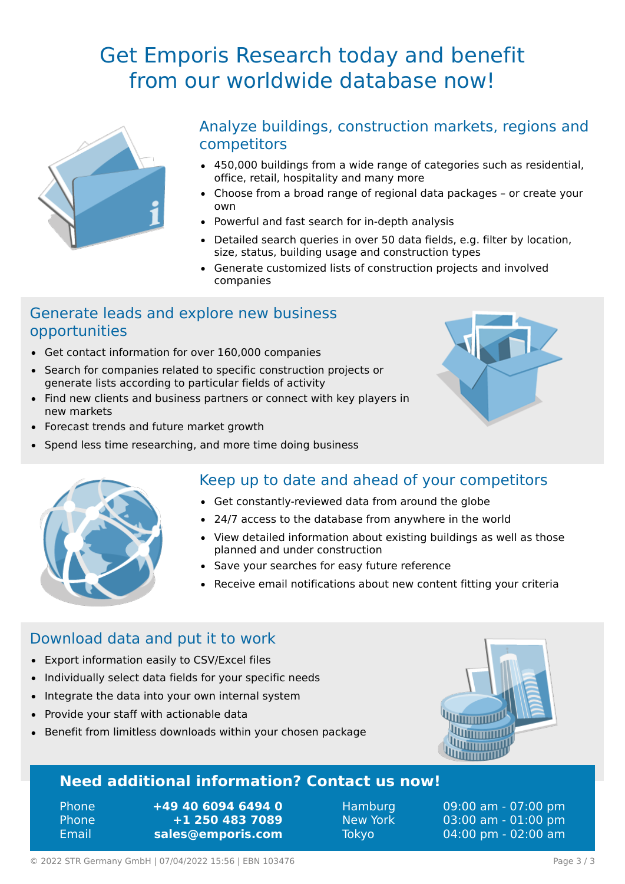# Get Emporis Research today and benefit from our worldwide database now!

## Analyze buildings, construction markets, regions and competitors

- 450,000 buildings from a wide range of categories such as residential, office, retail, hospitality and many more
- Choose from a broad range of regional data packages – or create your own
- Powerful and fast search for in-depth analysis
- Detailed search queries in over 50 data fields, e.g. filter by location, size, status, building usage and construction types
- Generate customized lists of construction projects and involved companies

## Generate leads and explore new business opportunities

- Get contact information for over 160,000 companies
- Search for companies related to specific construction projects or generate lists according to particular fields of activity
- Find new clients and business partners or connect with key players in new markets
- Forecast trends and future market growth
- Spend less time researching, and more time doing business

## Keep up to date and ahead of your competitors

- Get constantly-reviewed data from around the globe
- 24/7 access to the database from anywhere in the world
- View detailed information about existing buildings as well as those planned and under construction
- Save your searches for easy future reference
- Receive email notifications about new content fitting your criteria

## Download data and put it to work

- Export information easily to CSV/Excel files
- Individually select data fields for your specific needs
- Integrate the data into your own internal system
- Provide your staff with actionable data
- Benefit from limitless downloads within your chosen package

### Need additional information? Contact us now!

| | | | |
|---|---|---|---|
| Phone | **+49 40 6094 6494 0** | Hamburg | 09:00 am - 07:00 pm |
| Phone | **+1 250 483 7089** | New York | 03:00 am - 01:00 pm |
| Email | **sales@emporis.com** | Tokyo | 04:00 pm - 02:00 am |

© 2022 STR Germany GmbH | 07/04/2022 15:56 | EBN 103476